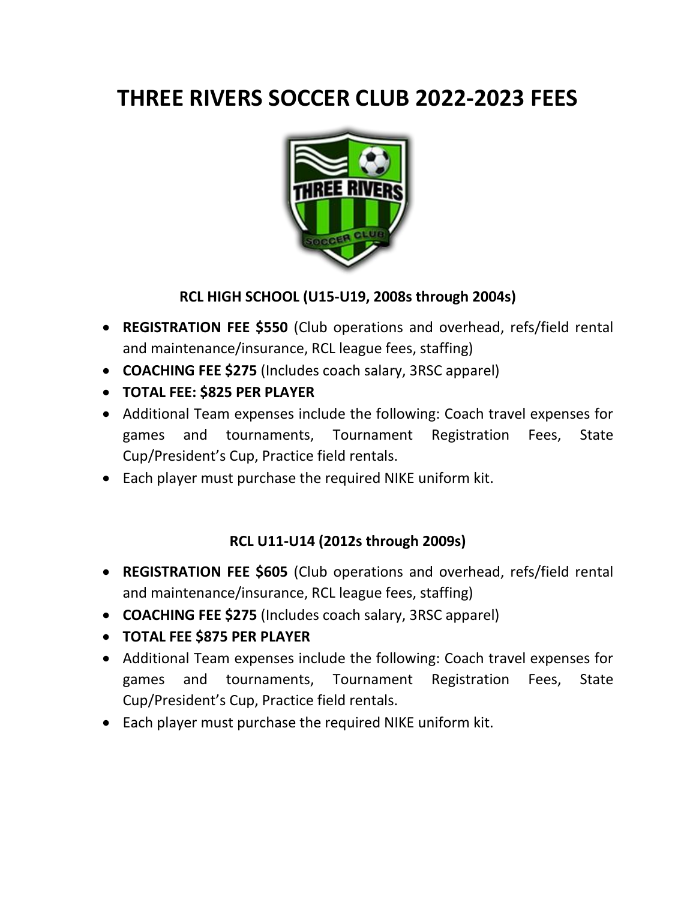# THREE RIVERS SOCCER CLUB 2022-2023 FEES

### RCL HIGH SCHOOL (U15-U19, 2008s through 2004s)

- **REGISTRATION FEE $550** (Club operations and overhead, refs/field rental and maintenance/insurance, RCL league fees, staffing)
- **COACHING FEE $275** (Includes coach salary, 3RSC apparel)
- **TOTAL FEE: $825 PER PLAYER**
- Additional Team expenses include the following: Coach travel expenses for games and tournaments, Tournament Registration Fees, State Cup/President's Cup, Practice field rentals.
- Each player must purchase the required NIKE uniform kit.

### RCL U11-U14 (2012s through 2009s)

- **REGISTRATION FEE $605** (Club operations and overhead, refs/field rental and maintenance/insurance, RCL league fees, staffing)
- **COACHING FEE $275** (Includes coach salary, 3RSC apparel)
- **TOTAL FEE $875 PER PLAYER**
- Additional Team expenses include the following: Coach travel expenses for games and tournaments, Tournament Registration Fees, State Cup/President's Cup, Practice field rentals.
- Each player must purchase the required NIKE uniform kit.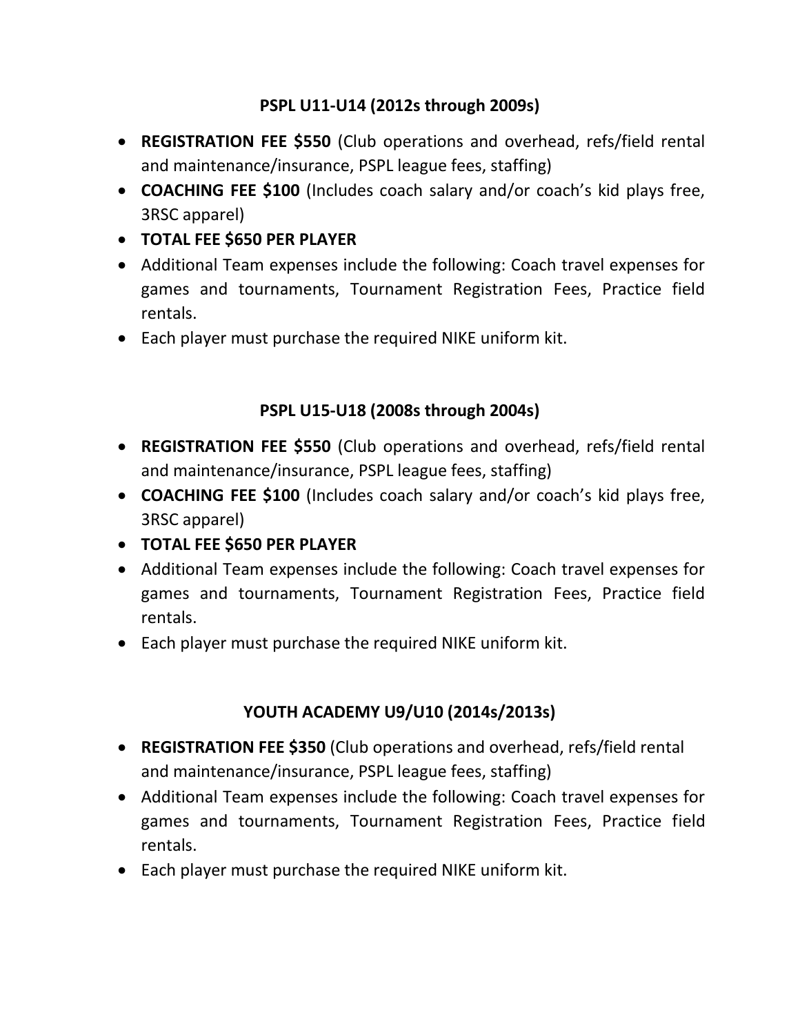## PSPL U11-U14 (2012s through 2009s)

- **REGISTRATION FEE $550** (Club operations and overhead, refs/field rental and maintenance/insurance, PSPL league fees, staffing)
- **COACHING FEE $100** (Includes coach salary and/or coach's kid plays free, 3RSC apparel)
- **TOTAL FEE $650 PER PLAYER**
- Additional Team expenses include the following: Coach travel expenses for games and tournaments, Tournament Registration Fees, Practice field rentals.
- Each player must purchase the required NIKE uniform kit.

## PSPL U15-U18 (2008s through 2004s)

- **REGISTRATION FEE $550** (Club operations and overhead, refs/field rental and maintenance/insurance, PSPL league fees, staffing)
- **COACHING FEE $100** (Includes coach salary and/or coach's kid plays free, 3RSC apparel)
- **TOTAL FEE $650 PER PLAYER**
- Additional Team expenses include the following: Coach travel expenses for games and tournaments, Tournament Registration Fees, Practice field rentals.
- Each player must purchase the required NIKE uniform kit.

## YOUTH ACADEMY U9/U10 (2014s/2013s)

- **REGISTRATION FEE $350** (Club operations and overhead, refs/field rental and maintenance/insurance, PSPL league fees, staffing)
- Additional Team expenses include the following: Coach travel expenses for games and tournaments, Tournament Registration Fees, Practice field rentals.
- Each player must purchase the required NIKE uniform kit.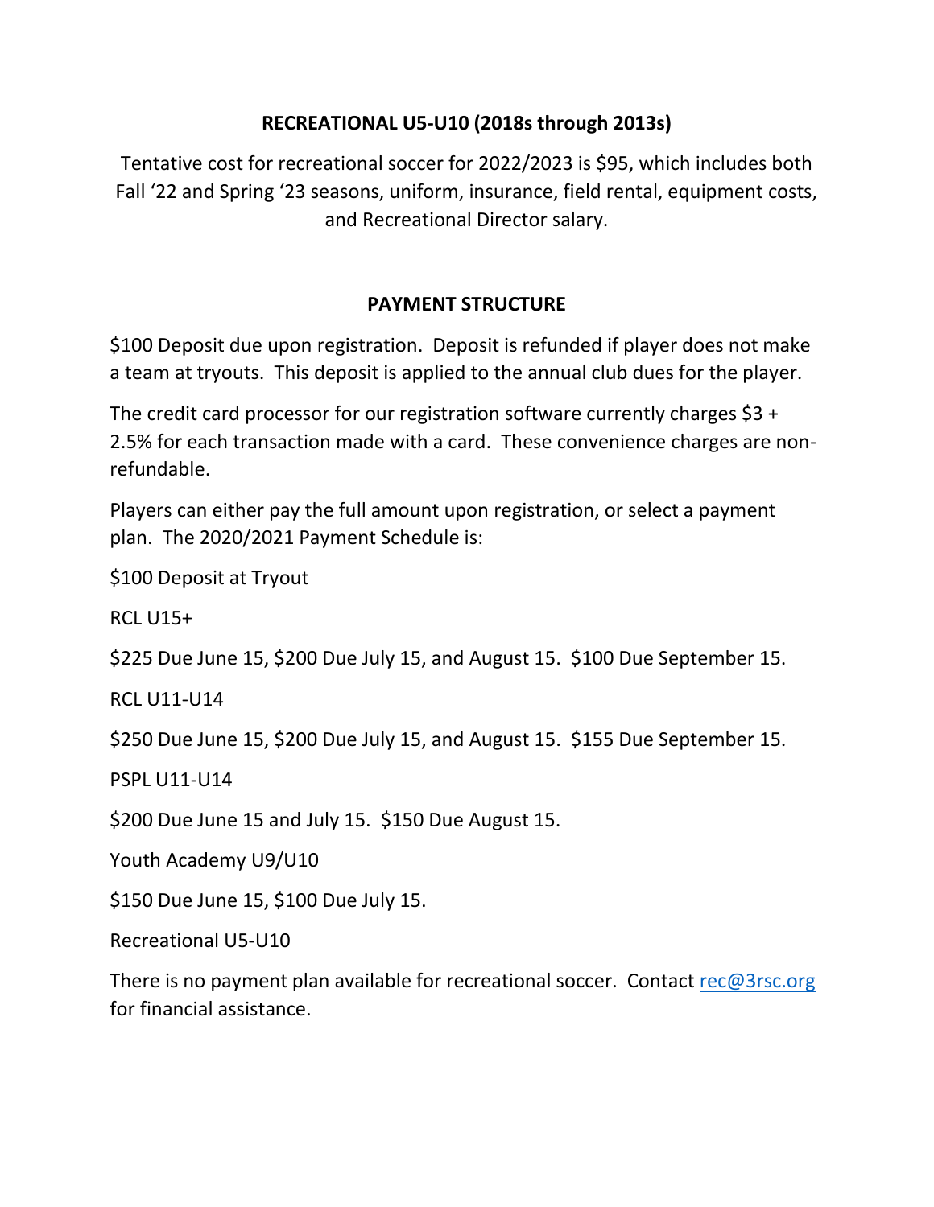## RECREATIONAL U5-U10 (2018s through 2013s)

Tentative cost for recreational soccer for 2022/2023 is $95, which includes both Fall '22 and Spring '23 seasons, uniform, insurance, field rental, equipment costs, and Recreational Director salary.

## PAYMENT STRUCTURE

$100 Deposit due upon registration. Deposit is refunded if player does not make a team at tryouts. This deposit is applied to the annual club dues for the player.

The credit card processor for our registration software currently charges $3 + 2.5% for each transaction made with a card. These convenience charges are non-refundable.

Players can either pay the full amount upon registration, or select a payment plan. The 2020/2021 Payment Schedule is:

$100 Deposit at Tryout

RCL U15+

$225 Due June 15, $200 Due July 15, and August 15. $100 Due September 15.

RCL U11-U14

$250 Due June 15, $200 Due July 15, and August 15. $155 Due September 15.

PSPL U11-U14

$200 Due June 15 and July 15. $150 Due August 15.

Youth Academy U9/U10

$150 Due June 15, $100 Due July 15.

Recreational U5-U10

There is no payment plan available for recreational soccer. Contact rec@3rsc.org for financial assistance.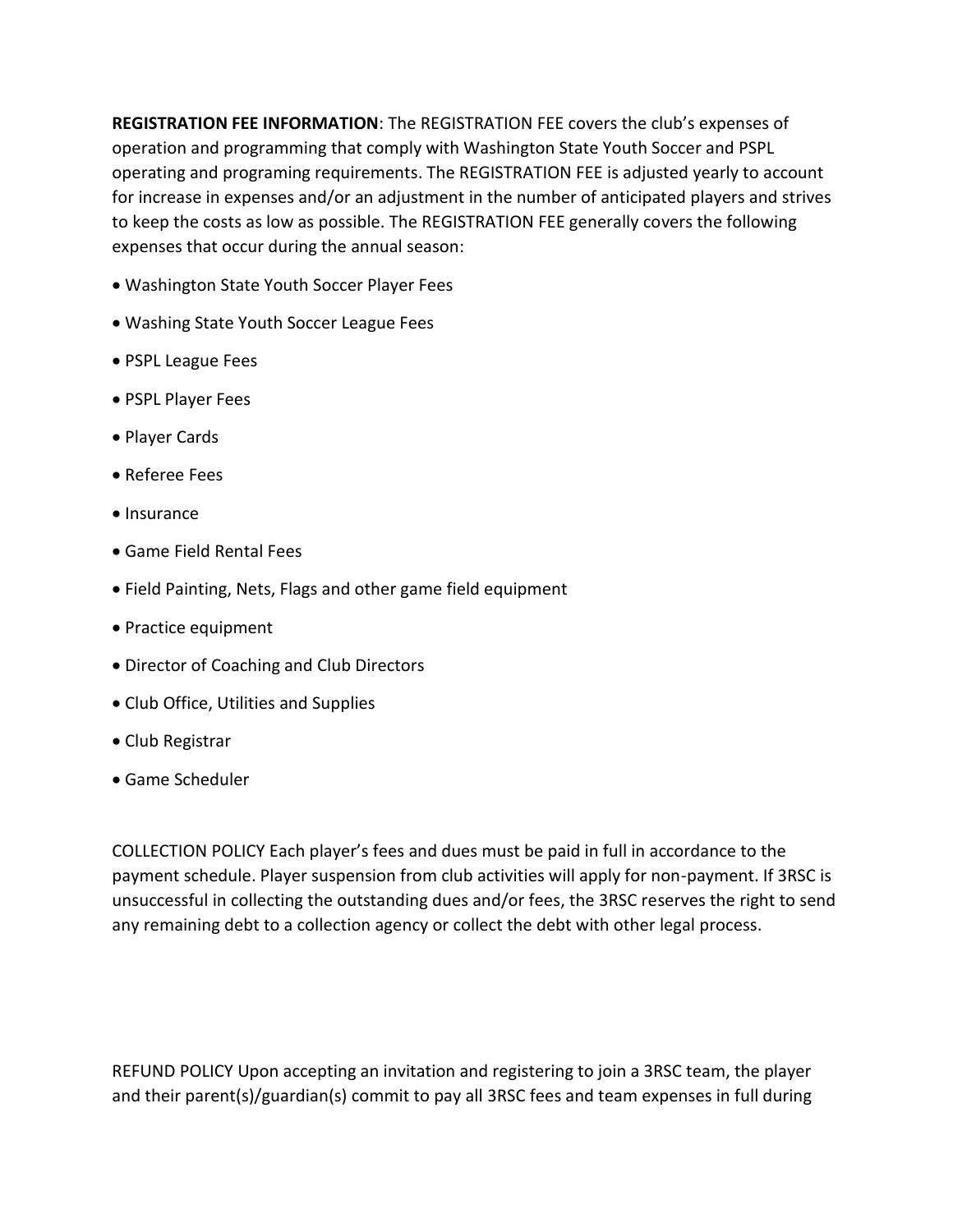**REGISTRATION FEE INFORMATION**: The REGISTRATION FEE covers the club's expenses of operation and programming that comply with Washington State Youth Soccer and PSPL operating and programing requirements. The REGISTRATION FEE is adjusted yearly to account for increase in expenses and/or an adjustment in the number of anticipated players and strives to keep the costs as low as possible. The REGISTRATION FEE generally covers the following expenses that occur during the annual season:

- Washington State Youth Soccer Player Fees
- Washing State Youth Soccer League Fees
- PSPL League Fees
- PSPL Player Fees
- Player Cards
- Referee Fees
- Insurance
- Game Field Rental Fees
- Field Painting, Nets, Flags and other game field equipment
- Practice equipment
- Director of Coaching and Club Directors
- Club Office, Utilities and Supplies
- Club Registrar
- Game Scheduler

COLLECTION POLICY Each player's fees and dues must be paid in full in accordance to the payment schedule. Player suspension from club activities will apply for non-payment. If 3RSC is unsuccessful in collecting the outstanding dues and/or fees, the 3RSC reserves the right to send any remaining debt to a collection agency or collect the debt with other legal process.

REFUND POLICY Upon accepting an invitation and registering to join a 3RSC team, the player and their parent(s)/guardian(s) commit to pay all 3RSC fees and team expenses in full during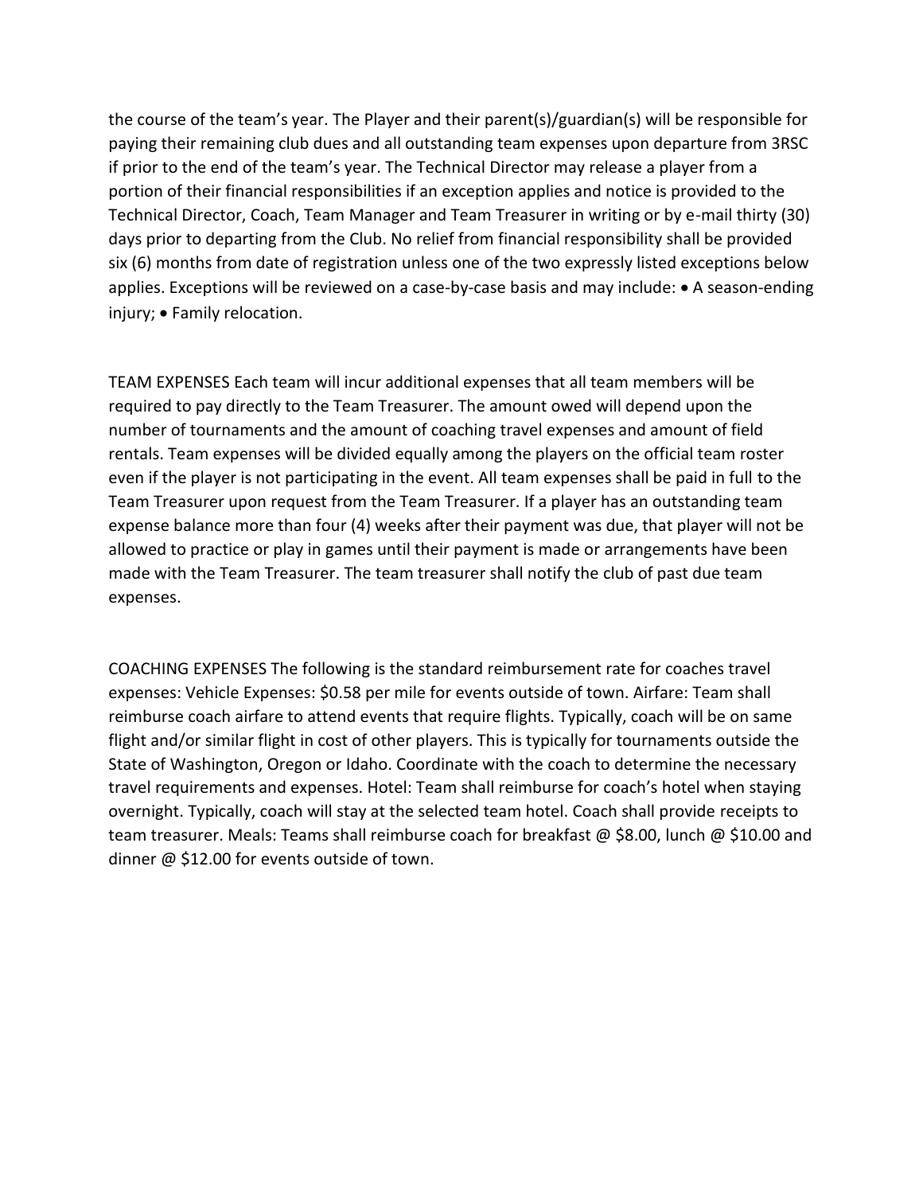the course of the team's year. The Player and their parent(s)/guardian(s) will be responsible for paying their remaining club dues and all outstanding team expenses upon departure from 3RSC if prior to the end of the team's year. The Technical Director may release a player from a portion of their financial responsibilities if an exception applies and notice is provided to the Technical Director, Coach, Team Manager and Team Treasurer in writing or by e-mail thirty (30) days prior to departing from the Club. No relief from financial responsibility shall be provided six (6) months from date of registration unless one of the two expressly listed exceptions below applies. Exceptions will be reviewed on a case-by-case basis and may include: • A season-ending injury; • Family relocation.

TEAM EXPENSES Each team will incur additional expenses that all team members will be required to pay directly to the Team Treasurer. The amount owed will depend upon the number of tournaments and the amount of coaching travel expenses and amount of field rentals. Team expenses will be divided equally among the players on the official team roster even if the player is not participating in the event. All team expenses shall be paid in full to the Team Treasurer upon request from the Team Treasurer. If a player has an outstanding team expense balance more than four (4) weeks after their payment was due, that player will not be allowed to practice or play in games until their payment is made or arrangements have been made with the Team Treasurer. The team treasurer shall notify the club of past due team expenses.

COACHING EXPENSES The following is the standard reimbursement rate for coaches travel expenses: Vehicle Expenses: $0.58 per mile for events outside of town. Airfare: Team shall reimburse coach airfare to attend events that require flights. Typically, coach will be on same flight and/or similar flight in cost of other players. This is typically for tournaments outside the State of Washington, Oregon or Idaho. Coordinate with the coach to determine the necessary travel requirements and expenses. Hotel: Team shall reimburse for coach's hotel when staying overnight. Typically, coach will stay at the selected team hotel. Coach shall provide receipts to team treasurer. Meals: Teams shall reimburse coach for breakfast @ $8.00, lunch @ $10.00 and dinner @ $12.00 for events outside of town.